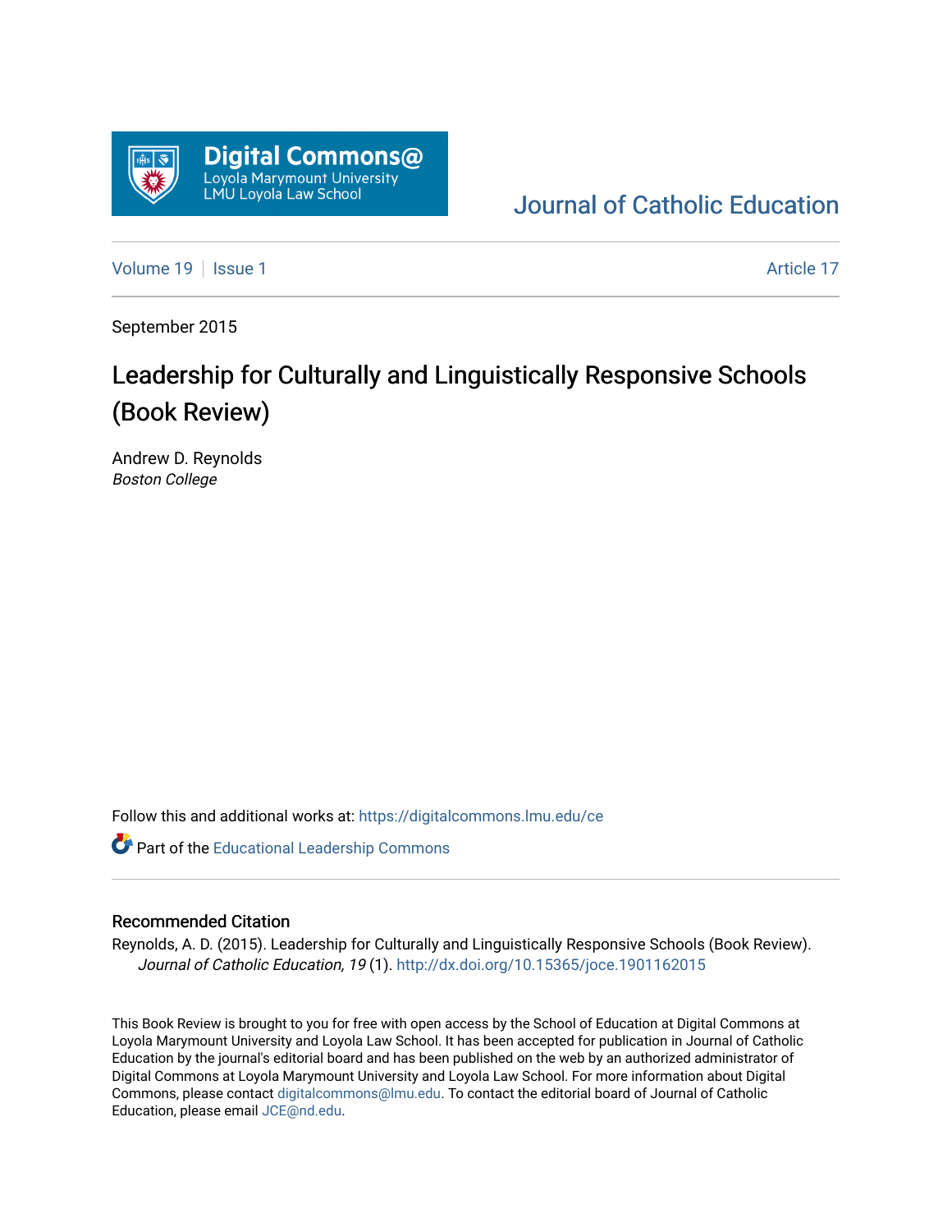Digital Commons@
Loyola Marymount University
LMU Loyola Law School

Journal of Catholic Education

Volume 19 | Issue 1 | Article 17

September 2015

# Leadership for Culturally and Linguistically Responsive Schools (Book Review)

Andrew D. Reynolds
*Boston College*

Follow this and additional works at: https://digitalcommons.lmu.edu/ce

Part of the Educational Leadership Commons

## Recommended Citation

Reynolds, A. D. (2015). Leadership for Culturally and Linguistically Responsive Schools (Book Review). *Journal of Catholic Education, 19* (1). http://dx.doi.org/10.15365/joce.1901162015

This Book Review is brought to you for free with open access by the School of Education at Digital Commons at Loyola Marymount University and Loyola Law School. It has been accepted for publication in Journal of Catholic Education by the journal's editorial board and has been published on the web by an authorized administrator of Digital Commons at Loyola Marymount University and Loyola Law School. For more information about Digital Commons, please contact digitalcommons@lmu.edu. To contact the editorial board of Journal of Catholic Education, please email JCE@nd.edu.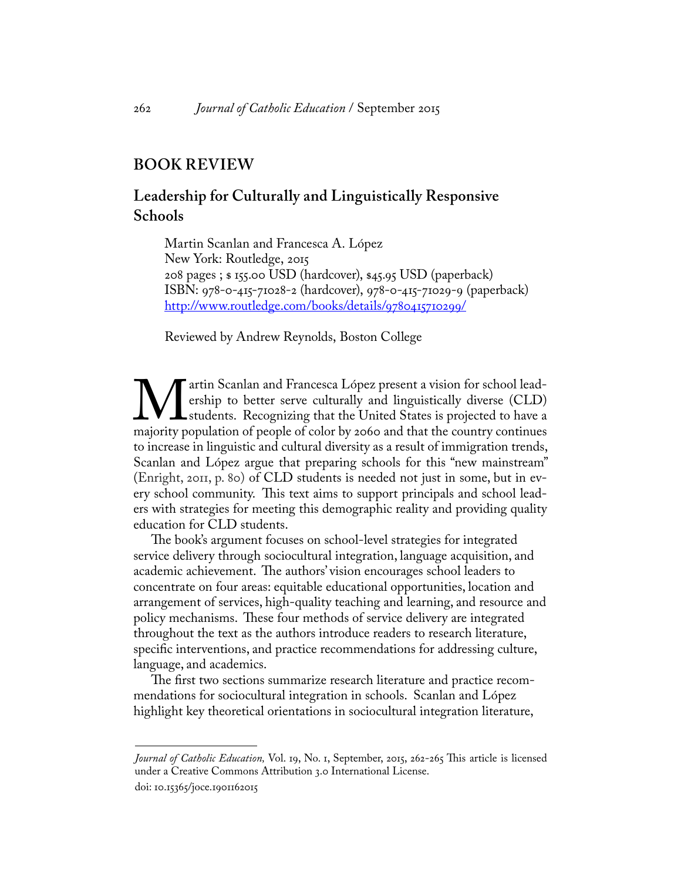## BOOK REVIEW

### Leadership for Culturally and Linguistically Responsive Schools

Martin Scanlan and Francesca A. López
New York: Routledge, 2015
208 pages ; $ 155.00 USD (hardcover), $45.95 USD (paperback)
ISBN: 978-0-415-71028-2 (hardcover), 978-0-415-71029-9 (paperback)
http://www.routledge.com/books/details/9780415710299/

Reviewed by Andrew Reynolds, Boston College

Martin Scanlan and Francesca López present a vision for school leadership to better serve culturally and linguistically diverse (CLD) students. Recognizing that the United States is projected to have a majority population of people of color by 2060 and that the country continues to increase in linguistic and cultural diversity as a result of immigration trends, Scanlan and López argue that preparing schools for this "new mainstream" (Enright, 2011, p. 80) of CLD students is needed not just in some, but in every school community. This text aims to support principals and school leaders with strategies for meeting this demographic reality and providing quality education for CLD students.

The book's argument focuses on school-level strategies for integrated service delivery through sociocultural integration, language acquisition, and academic achievement. The authors' vision encourages school leaders to concentrate on four areas: equitable educational opportunities, location and arrangement of services, high-quality teaching and learning, and resource and policy mechanisms. These four methods of service delivery are integrated throughout the text as the authors introduce readers to research literature, specific interventions, and practice recommendations for addressing culture, language, and academics.

The first two sections summarize research literature and practice recommendations for sociocultural integration in schools. Scanlan and López highlight key theoretical orientations in sociocultural integration literature,

*Journal of Catholic Education,* Vol. 19, No. 1, September, 2015, 262-265 This article is licensed under a Creative Commons Attribution 3.0 International License.
doi: 10.15365/joce.1901162015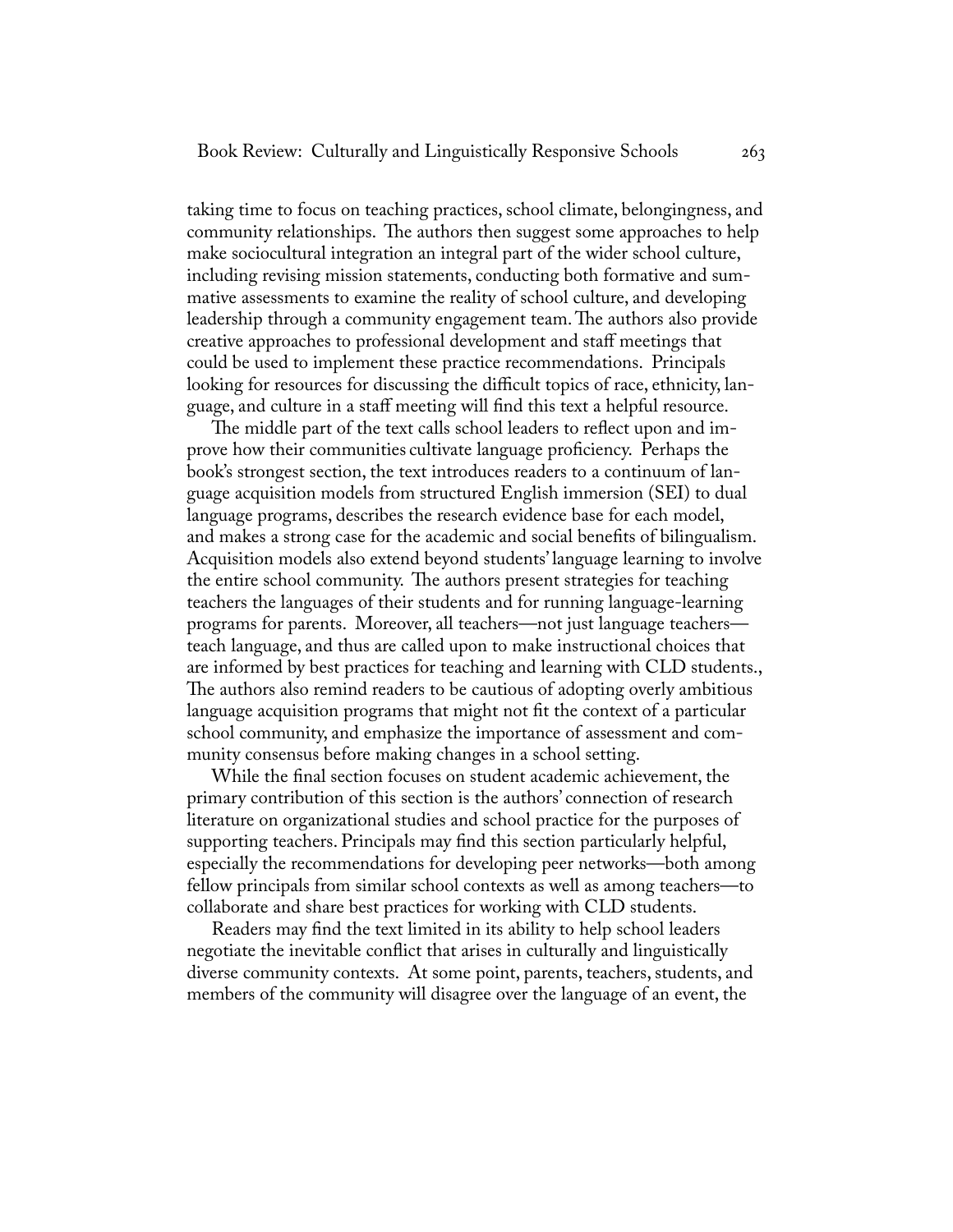taking time to focus on teaching practices, school climate, belongingness, and community relationships. The authors then suggest some approaches to help make sociocultural integration an integral part of the wider school culture, including revising mission statements, conducting both formative and summative assessments to examine the reality of school culture, and developing leadership through a community engagement team. The authors also provide creative approaches to professional development and staff meetings that could be used to implement these practice recommendations. Principals looking for resources for discussing the difficult topics of race, ethnicity, language, and culture in a staff meeting will find this text a helpful resource.

The middle part of the text calls school leaders to reflect upon and improve how their communities cultivate language proficiency. Perhaps the book's strongest section, the text introduces readers to a continuum of language acquisition models from structured English immersion (SEI) to dual language programs, describes the research evidence base for each model, and makes a strong case for the academic and social benefits of bilingualism. Acquisition models also extend beyond students' language learning to involve the entire school community. The authors present strategies for teaching teachers the languages of their students and for running language-learning programs for parents. Moreover, all teachers—not just language teachers—teach language, and thus are called upon to make instructional choices that are informed by best practices for teaching and learning with CLD students., The authors also remind readers to be cautious of adopting overly ambitious language acquisition programs that might not fit the context of a particular school community, and emphasize the importance of assessment and community consensus before making changes in a school setting.

While the final section focuses on student academic achievement, the primary contribution of this section is the authors' connection of research literature on organizational studies and school practice for the purposes of supporting teachers. Principals may find this section particularly helpful, especially the recommendations for developing peer networks—both among fellow principals from similar school contexts as well as among teachers—to collaborate and share best practices for working with CLD students.

Readers may find the text limited in its ability to help school leaders negotiate the inevitable conflict that arises in culturally and linguistically diverse community contexts. At some point, parents, teachers, students, and members of the community will disagree over the language of an event, the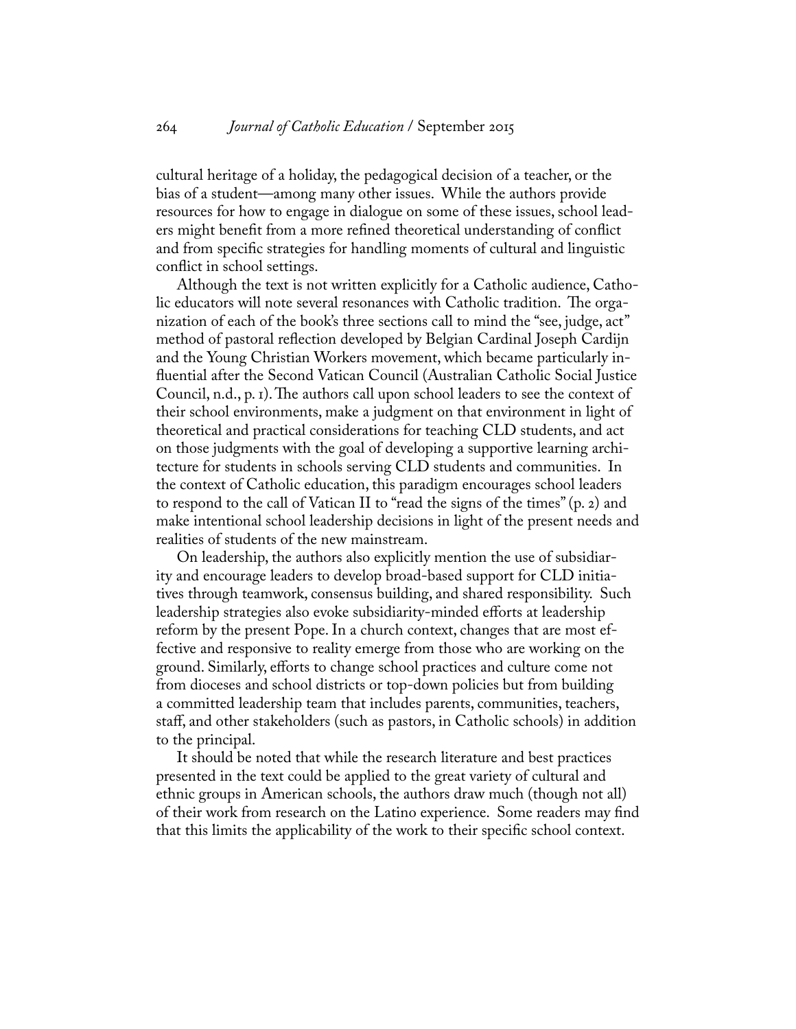cultural heritage of a holiday, the pedagogical decision of a teacher, or the bias of a student—among many other issues. While the authors provide resources for how to engage in dialogue on some of these issues, school leaders might benefit from a more refined theoretical understanding of conflict and from specific strategies for handling moments of cultural and linguistic conflict in school settings.

Although the text is not written explicitly for a Catholic audience, Catholic educators will note several resonances with Catholic tradition. The organization of each of the book's three sections call to mind the "see, judge, act" method of pastoral reflection developed by Belgian Cardinal Joseph Cardijn and the Young Christian Workers movement, which became particularly influential after the Second Vatican Council (Australian Catholic Social Justice Council, n.d., p. 1). The authors call upon school leaders to see the context of their school environments, make a judgment on that environment in light of theoretical and practical considerations for teaching CLD students, and act on those judgments with the goal of developing a supportive learning architecture for students in schools serving CLD students and communities. In the context of Catholic education, this paradigm encourages school leaders to respond to the call of Vatican II to "read the signs of the times" (p. 2) and make intentional school leadership decisions in light of the present needs and realities of students of the new mainstream.

On leadership, the authors also explicitly mention the use of subsidiarity and encourage leaders to develop broad-based support for CLD initiatives through teamwork, consensus building, and shared responsibility. Such leadership strategies also evoke subsidiarity-minded efforts at leadership reform by the present Pope. In a church context, changes that are most effective and responsive to reality emerge from those who are working on the ground. Similarly, efforts to change school practices and culture come not from dioceses and school districts or top-down policies but from building a committed leadership team that includes parents, communities, teachers, staff, and other stakeholders (such as pastors, in Catholic schools) in addition to the principal.

It should be noted that while the research literature and best practices presented in the text could be applied to the great variety of cultural and ethnic groups in American schools, the authors draw much (though not all) of their work from research on the Latino experience. Some readers may find that this limits the applicability of the work to their specific school context.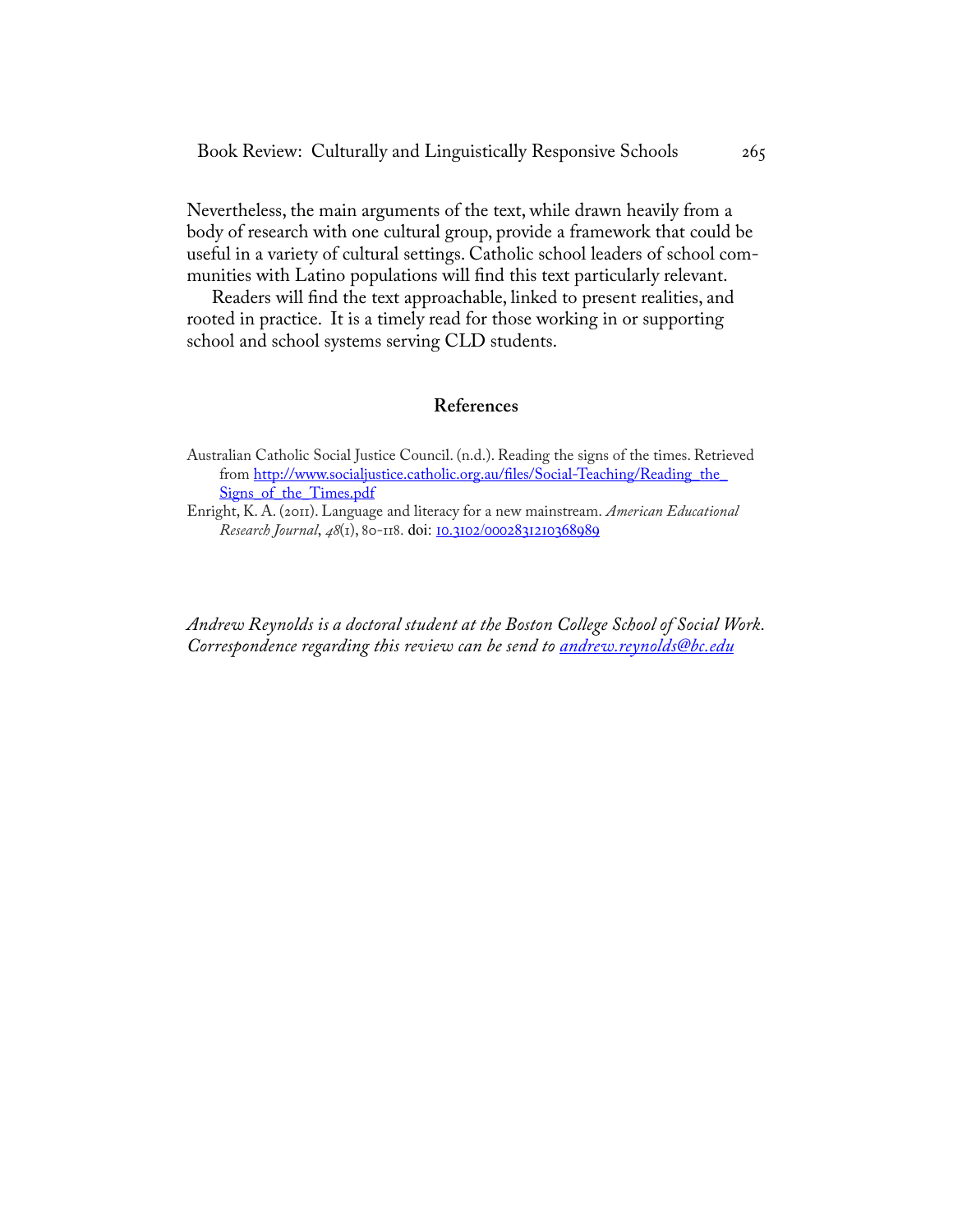Nevertheless, the main arguments of the text, while drawn heavily from a body of research with one cultural group, provide a framework that could be useful in a variety of cultural settings. Catholic school leaders of school communities with Latino populations will find this text particularly relevant.

Readers will find the text approachable, linked to present realities, and rooted in practice. It is a timely read for those working in or supporting school and school systems serving CLD students.

## References

Australian Catholic Social Justice Council. (n.d.). Reading the signs of the times. Retrieved from http://www.socialjustice.catholic.org.au/files/Social-Teaching/Reading_the_Signs_of_the_Times.pdf

Enright, K. A. (2011). Language and literacy for a new mainstream. *American Educational Research Journal*, *48*(1), 80-118. doi: 10.3102/0002831210368989

*Andrew Reynolds is a doctoral student at the Boston College School of Social Work. Correspondence regarding this review can be send to andrew.reynolds@bc.edu*